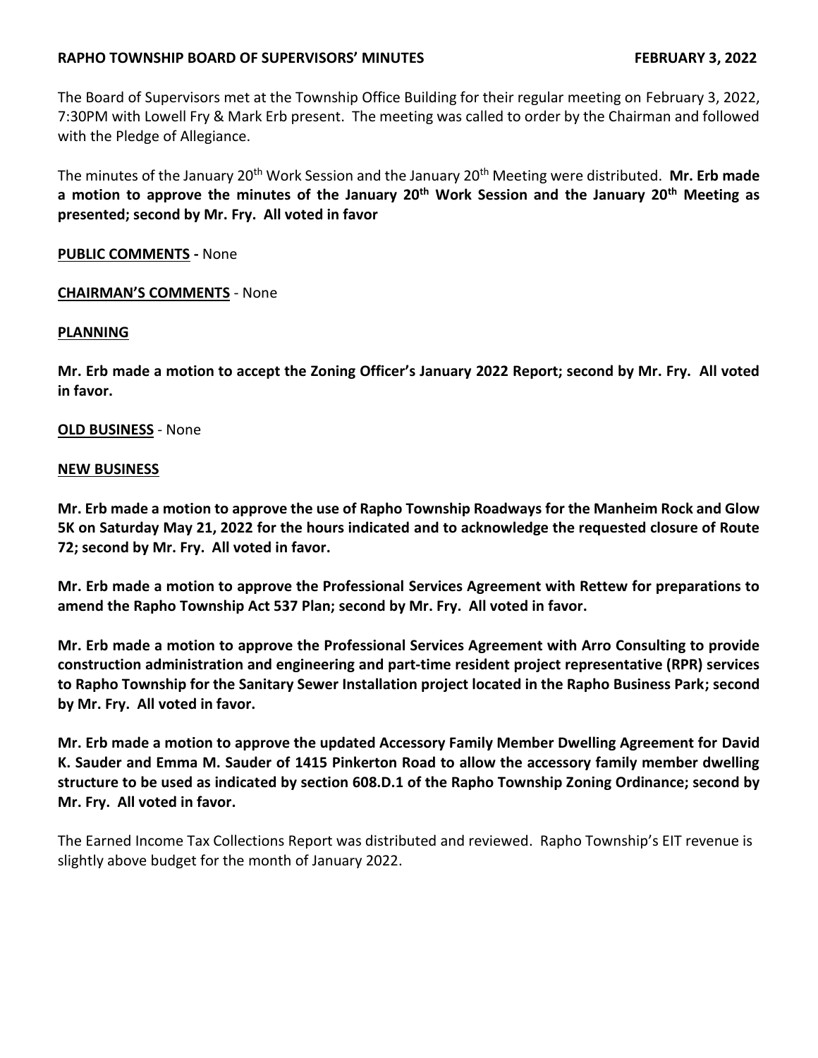# RAPHO TOWNSHIP BOARD OF SUPERVISORS' MINUTES FEBRUARY 3, 2022

The Board of Supervisors met at the Township Office Building for their regular meeting on February 3, 2022, 7:30PM with Lowell Fry & Mark Erb present. The meeting was called to order by the Chairman and followed with the Pledge of Allegiance.

The minutes of the January 20th Work Session and the January 20th Meeting were distributed. **Mr. Erb made a motion to approve the minutes of the January 20th Work Session and the January 20th Meeting as presented; second by Mr. Fry. All voted in favor**

**PUBLIC COMMENTS -** None

**CHAIRMAN'S COMMENTS** - None

**PLANNING**

**Mr. Erb made a motion to accept the Zoning Officer's January 2022 Report; second by Mr. Fry. All voted in favor.**

**OLD BUSINESS** - None

**NEW BUSINESS**

**Mr. Erb made a motion to approve the use of Rapho Township Roadways for the Manheim Rock and Glow 5K on Saturday May 21, 2022 for the hours indicated and to acknowledge the requested closure of Route 72; second by Mr. Fry. All voted in favor.**

**Mr. Erb made a motion to approve the Professional Services Agreement with Rettew for preparations to amend the Rapho Township Act 537 Plan; second by Mr. Fry. All voted in favor.**

**Mr. Erb made a motion to approve the Professional Services Agreement with Arro Consulting to provide construction administration and engineering and part-time resident project representative (RPR) services to Rapho Township for the Sanitary Sewer Installation project located in the Rapho Business Park; second by Mr. Fry. All voted in favor.**

**Mr. Erb made a motion to approve the updated Accessory Family Member Dwelling Agreement for David K. Sauder and Emma M. Sauder of 1415 Pinkerton Road to allow the accessory family member dwelling structure to be used as indicated by section 608.D.1 of the Rapho Township Zoning Ordinance; second by Mr. Fry. All voted in favor.**

The Earned Income Tax Collections Report was distributed and reviewed. Rapho Township's EIT revenue is slightly above budget for the month of January 2022.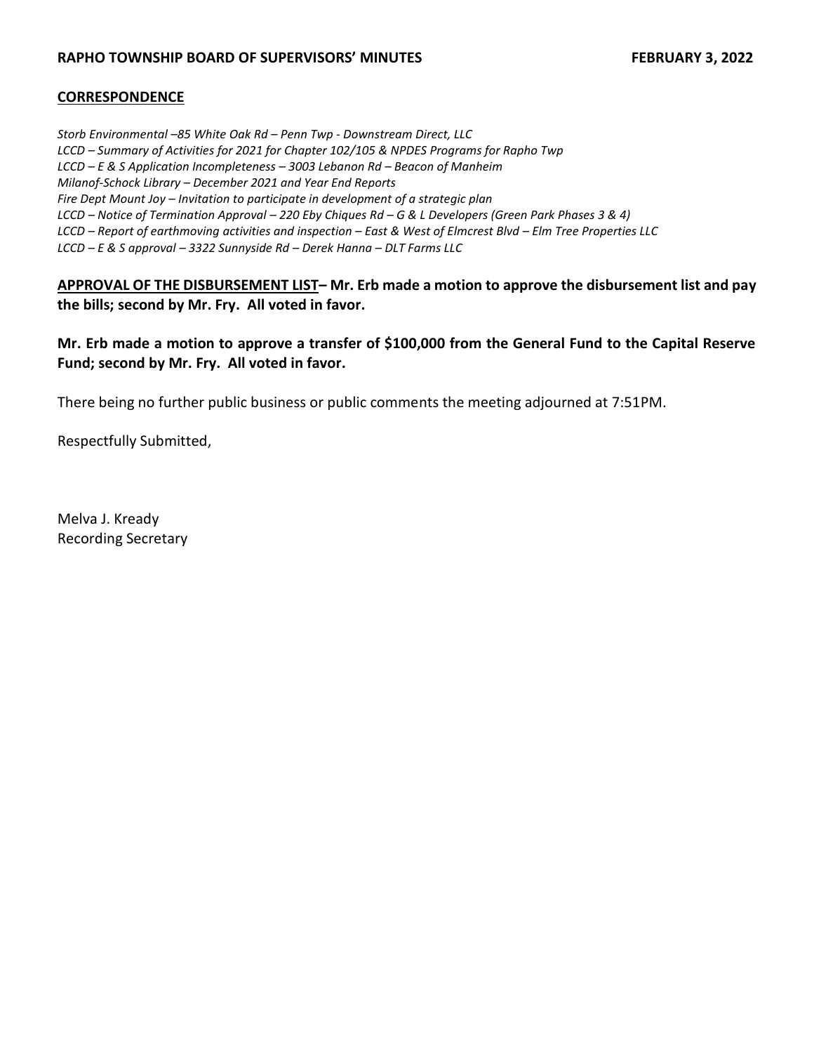## CORRESPONDENCE

*Storb Environmental –85 White Oak Rd – Penn Twp - Downstream Direct, LLC*
*LCCD – Summary of Activities for 2021 for Chapter 102/105 & NPDES Programs for Rapho Twp*
*LCCD – E & S Application Incompleteness – 3003 Lebanon Rd – Beacon of Manheim*
*Milanof-Schock Library – December 2021 and Year End Reports*
*Fire Dept Mount Joy – Invitation to participate in development of a strategic plan*
*LCCD – Notice of Termination Approval – 220 Eby Chiques Rd – G & L Developers (Green Park Phases 3 & 4)*
*LCCD – Report of earthmoving activities and inspection – East & West of Elmcrest Blvd – Elm Tree Properties LLC*
*LCCD – E & S approval – 3322 Sunnyside Rd – Derek Hanna – DLT Farms LLC*

**APPROVAL OF THE DISBURSEMENT LIST– Mr. Erb made a motion to approve the disbursement list and pay the bills; second by Mr. Fry. All voted in favor.**

**Mr. Erb made a motion to approve a transfer of $100,000 from the General Fund to the Capital Reserve Fund; second by Mr. Fry. All voted in favor.**

There being no further public business or public comments the meeting adjourned at 7:51PM.

Respectfully Submitted,

Melva J. Kready
Recording Secretary